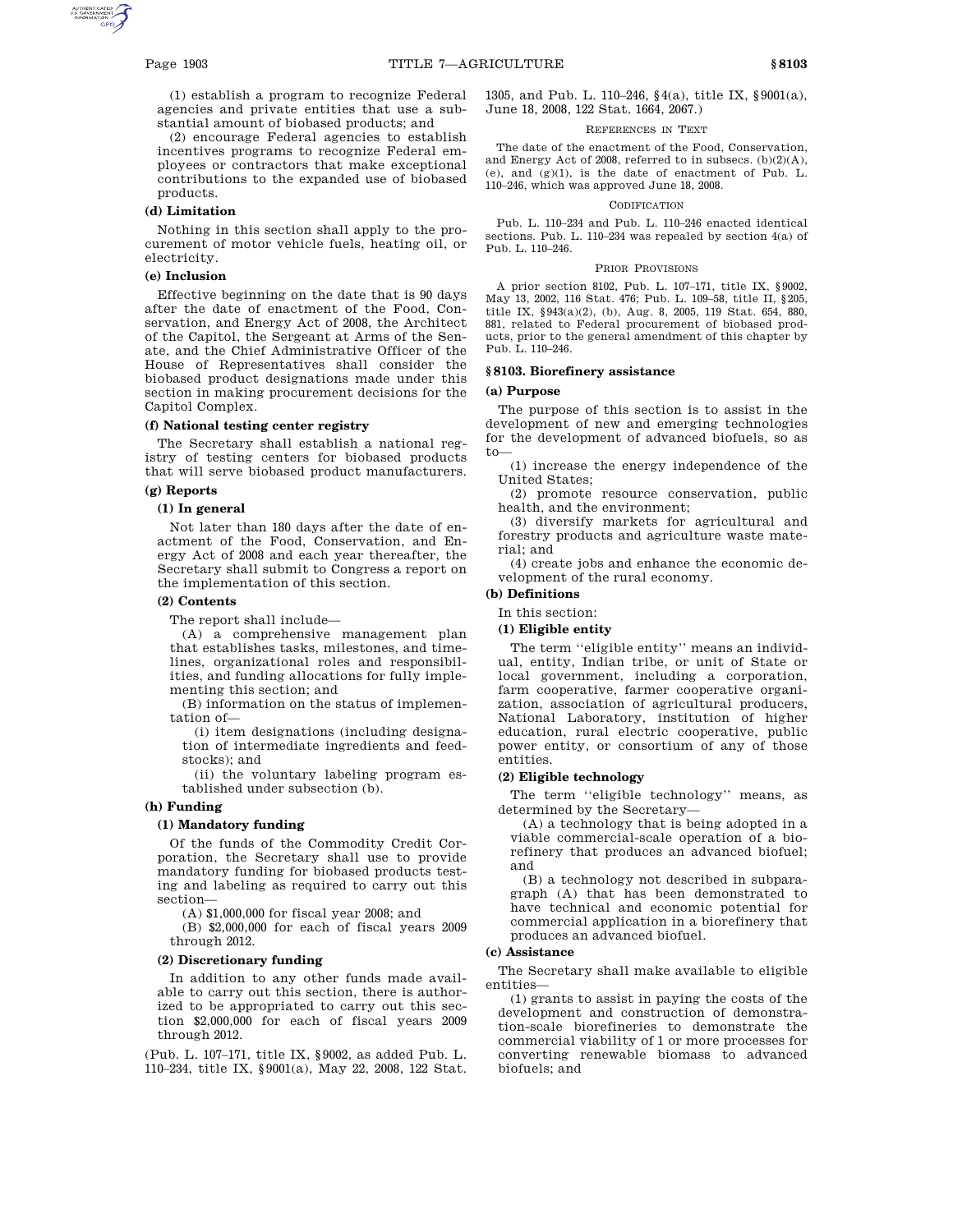(1) establish a program to recognize Federal agencies and private entities that use a substantial amount of biobased products; and

(2) encourage Federal agencies to establish incentives programs to recognize Federal employees or contractors that make exceptional contributions to the expanded use of biobased products.

#### (d) Limitation

Nothing in this section shall apply to the procurement of motor vehicle fuels, heating oil, or electricity.

#### (e) Inclusion

Effective beginning on the date that is 90 days after the date of enactment of the Food, Conservation, and Energy Act of 2008, the Architect of the Capitol, the Sergeant at Arms of the Senate, and the Chief Administrative Officer of the House of Representatives shall consider the biobased product designations made under this section in making procurement decisions for the Capitol Complex.

#### (f) National testing center registry

The Secretary shall establish a national registry of testing centers for biobased products that will serve biobased product manufacturers.

#### (g) Reports

##### (1) In general

Not later than 180 days after the date of enactment of the Food, Conservation, and Energy Act of 2008 and each year thereafter, the Secretary shall submit to Congress a report on the implementation of this section.

##### (2) Contents

The report shall include—

(A) a comprehensive management plan that establishes tasks, milestones, and timelines, organizational roles and responsibilities, and funding allocations for fully implementing this section; and

(B) information on the status of implementation of—

(i) item designations (including designation of intermediate ingredients and feedstocks); and

(ii) the voluntary labeling program established under subsection (b).

#### (h) Funding

##### (1) Mandatory funding

Of the funds of the Commodity Credit Corporation, the Secretary shall use to provide mandatory funding for biobased products testing and labeling as required to carry out this section—

(A) $1,000,000 for fiscal year 2008; and

(B) $2,000,000 for each of fiscal years 2009 through 2012.

##### (2) Discretionary funding

In addition to any other funds made available to carry out this section, there is authorized to be appropriated to carry out this section $2,000,000 for each of fiscal years 2009 through 2012.

(Pub. L. 107–171, title IX, §9002, as added Pub. L. 110–234, title IX, §9001(a), May 22, 2008, 122 Stat. 1305, and Pub. L. 110–246, §4(a), title IX, §9001(a), June 18, 2008, 122 Stat. 1664, 2067.)

REFERENCES IN TEXT

The date of the enactment of the Food, Conservation, and Energy Act of 2008, referred to in subsecs. (b)(2)(A), (e), and (g)(1), is the date of enactment of Pub. L. 110–246, which was approved June 18, 2008.

CODIFICATION

Pub. L. 110–234 and Pub. L. 110–246 enacted identical sections. Pub. L. 110–234 was repealed by section 4(a) of Pub. L. 110–246.

PRIOR PROVISIONS

A prior section 8102, Pub. L. 107–171, title IX, §9002, May 13, 2002, 116 Stat. 476; Pub. L. 109–58, title II, §205, title IX, §943(a)(2), (b), Aug. 8, 2005, 119 Stat. 654, 880, 881, related to Federal procurement of biobased products, prior to the general amendment of this chapter by Pub. L. 110–246.

### §8103. Biorefinery assistance

#### (a) Purpose

The purpose of this section is to assist in the development of new and emerging technologies for the development of advanced biofuels, so as to—

(1) increase the energy independence of the United States;

(2) promote resource conservation, public health, and the environment;

(3) diversify markets for agricultural and forestry products and agriculture waste material; and

(4) create jobs and enhance the economic development of the rural economy.

#### (b) Definitions

In this section:

##### (1) Eligible entity

The term ''eligible entity'' means an individual, entity, Indian tribe, or unit of State or local government, including a corporation, farm cooperative, farmer cooperative organization, association of agricultural producers, National Laboratory, institution of higher education, rural electric cooperative, public power entity, or consortium of any of those entities.

##### (2) Eligible technology

The term ''eligible technology'' means, as determined by the Secretary—

(A) a technology that is being adopted in a viable commercial-scale operation of a biorefinery that produces an advanced biofuel; and

(B) a technology not described in subparagraph (A) that has been demonstrated to have technical and economic potential for commercial application in a biorefinery that produces an advanced biofuel.

#### (c) Assistance

The Secretary shall make available to eligible entities—

(1) grants to assist in paying the costs of the development and construction of demonstration-scale biorefineries to demonstrate the commercial viability of 1 or more processes for converting renewable biomass to advanced biofuels; and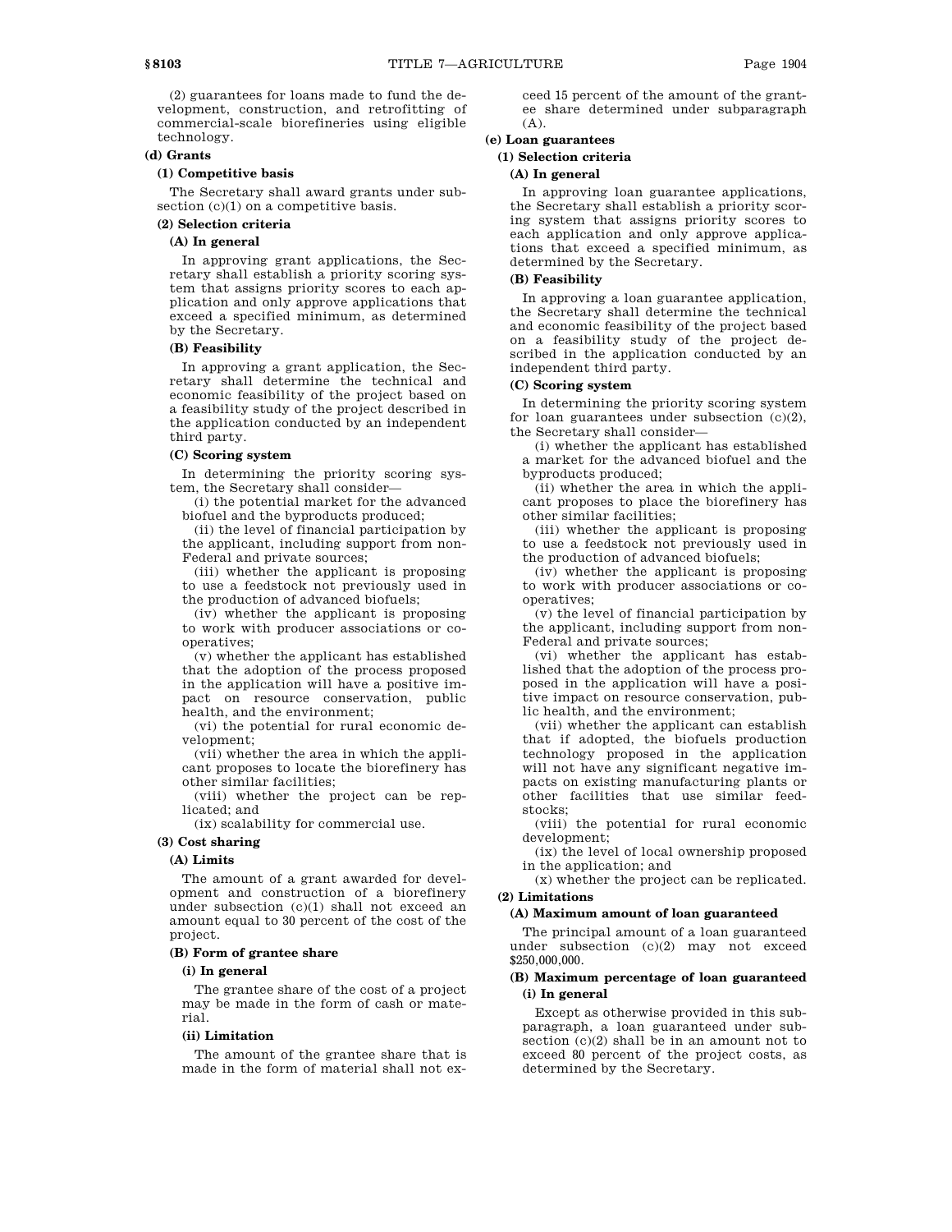(2) guarantees for loans made to fund the development, construction, and retrofitting of commercial-scale biorefineries using eligible technology.

### (d) Grants

#### (1) Competitive basis

The Secretary shall award grants under subsection (c)(1) on a competitive basis.

#### (2) Selection criteria

##### (A) In general

In approving grant applications, the Secretary shall establish a priority scoring system that assigns priority scores to each application and only approve applications that exceed a specified minimum, as determined by the Secretary.

##### (B) Feasibility

In approving a grant application, the Secretary shall determine the technical and economic feasibility of the project based on a feasibility study of the project described in the application conducted by an independent third party.

##### (C) Scoring system

In determining the priority scoring system, the Secretary shall consider—

(i) the potential market for the advanced biofuel and the byproducts produced;

(ii) the level of financial participation by the applicant, including support from non-Federal and private sources;

(iii) whether the applicant is proposing to use a feedstock not previously used in the production of advanced biofuels;

(iv) whether the applicant is proposing to work with producer associations or cooperatives;

(v) whether the applicant has established that the adoption of the process proposed in the application will have a positive impact on resource conservation, public health, and the environment;

(vi) the potential for rural economic development;

(vii) whether the area in which the applicant proposes to locate the biorefinery has other similar facilities;

(viii) whether the project can be replicated; and

(ix) scalability for commercial use.

#### (3) Cost sharing

##### (A) Limits

The amount of a grant awarded for development and construction of a biorefinery under subsection (c)(1) shall not exceed an amount equal to 30 percent of the cost of the project.

##### (B) Form of grantee share

###### (i) In general

The grantee share of the cost of a project may be made in the form of cash or material.

###### (ii) Limitation

The amount of the grantee share that is made in the form of material shall not exceed 15 percent of the amount of the grantee share determined under subparagraph (A).

### (e) Loan guarantees

#### (1) Selection criteria

##### (A) In general

In approving loan guarantee applications, the Secretary shall establish a priority scoring system that assigns priority scores to each application and only approve applications that exceed a specified minimum, as determined by the Secretary.

##### (B) Feasibility

In approving a loan guarantee application, the Secretary shall determine the technical and economic feasibility of the project based on a feasibility study of the project described in the application conducted by an independent third party.

##### (C) Scoring system

In determining the priority scoring system for loan guarantees under subsection (c)(2), the Secretary shall consider—

(i) whether the applicant has established a market for the advanced biofuel and the byproducts produced;

(ii) whether the area in which the applicant proposes to place the biorefinery has other similar facilities;

(iii) whether the applicant is proposing to use a feedstock not previously used in the production of advanced biofuels;

(iv) whether the applicant is proposing to work with producer associations or cooperatives;

(v) the level of financial participation by the applicant, including support from non-Federal and private sources;

(vi) whether the applicant has established that the adoption of the process proposed in the application will have a positive impact on resource conservation, public health, and the environment;

(vii) whether the applicant can establish that if adopted, the biofuels production technology proposed in the application will not have any significant negative impacts on existing manufacturing plants or other facilities that use similar feedstocks;

(viii) the potential for rural economic development;

(ix) the level of local ownership proposed in the application; and

(x) whether the project can be replicated.

#### (2) Limitations

##### (A) Maximum amount of loan guaranteed

The principal amount of a loan guaranteed under subsection (c)(2) may not exceed $250,000,000.

##### (B) Maximum percentage of loan guaranteed

###### (i) In general

Except as otherwise provided in this subparagraph, a loan guaranteed under subsection (c)(2) shall be in an amount not to exceed 80 percent of the project costs, as determined by the Secretary.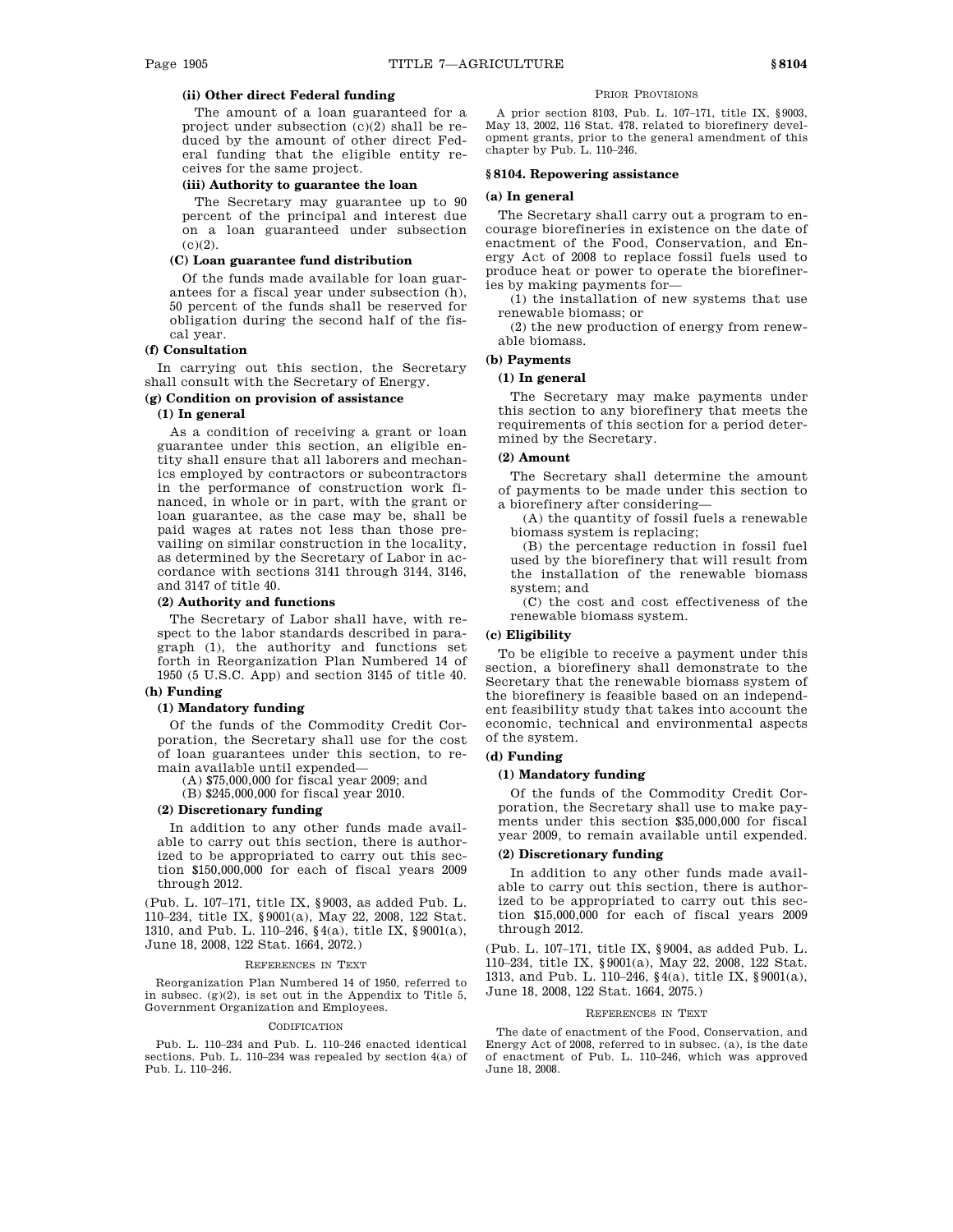**(ii) Other direct Federal funding**

The amount of a loan guaranteed for a project under subsection (c)(2) shall be reduced by the amount of other direct Federal funding that the eligible entity receives for the same project.

**(iii) Authority to guarantee the loan**

The Secretary may guarantee up to 90 percent of the principal and interest due on a loan guaranteed under subsection (c)(2).

**(C) Loan guarantee fund distribution**

Of the funds made available for loan guarantees for a fiscal year under subsection (h), 50 percent of the funds shall be reserved for obligation during the second half of the fiscal year.

**(f) Consultation**

In carrying out this section, the Secretary shall consult with the Secretary of Energy.

**(g) Condition on provision of assistance**

**(1) In general**

As a condition of receiving a grant or loan guarantee under this section, an eligible entity shall ensure that all laborers and mechanics employed by contractors or subcontractors in the performance of construction work financed, in whole or in part, with the grant or loan guarantee, as the case may be, shall be paid wages at rates not less than those prevailing on similar construction in the locality, as determined by the Secretary of Labor in accordance with sections 3141 through 3144, 3146, and 3147 of title 40.

**(2) Authority and functions**

The Secretary of Labor shall have, with respect to the labor standards described in paragraph (1), the authority and functions set forth in Reorganization Plan Numbered 14 of 1950 (5 U.S.C. App) and section 3145 of title 40.

**(h) Funding**

**(1) Mandatory funding**

Of the funds of the Commodity Credit Corporation, the Secretary shall use for the cost of loan guarantees under this section, to remain available until expended—

(A) $75,000,000 for fiscal year 2009; and

(B) $245,000,000 for fiscal year 2010.

**(2) Discretionary funding**

In addition to any other funds made available to carry out this section, there is authorized to be appropriated to carry out this section $150,000,000 for each of fiscal years 2009 through 2012.

(Pub. L. 107–171, title IX, §9003, as added Pub. L. 110–234, title IX, §9001(a), May 22, 2008, 122 Stat. 1310, and Pub. L. 110–246, §4(a), title IX, §9001(a), June 18, 2008, 122 Stat. 1664, 2072.)

REFERENCES IN TEXT

Reorganization Plan Numbered 14 of 1950, referred to in subsec. (g)(2), is set out in the Appendix to Title 5, Government Organization and Employees.

CODIFICATION

Pub. L. 110–234 and Pub. L. 110–246 enacted identical sections. Pub. L. 110–234 was repealed by section 4(a) of Pub. L. 110–246.

PRIOR PROVISIONS

A prior section 8103, Pub. L. 107–171, title IX, §9003, May 13, 2002, 116 Stat. 478, related to biorefinery development grants, prior to the general amendment of this chapter by Pub. L. 110–246.

### §8104. Repowering assistance

**(a) In general**

The Secretary shall carry out a program to encourage biorefineries in existence on the date of enactment of the Food, Conservation, and Energy Act of 2008 to replace fossil fuels used to produce heat or power to operate the biorefineries by making payments for—

(1) the installation of new systems that use renewable biomass; or

(2) the new production of energy from renewable biomass.

**(b) Payments**

**(1) In general**

The Secretary may make payments under this section to any biorefinery that meets the requirements of this section for a period determined by the Secretary.

**(2) Amount**

The Secretary shall determine the amount of payments to be made under this section to a biorefinery after considering—

(A) the quantity of fossil fuels a renewable biomass system is replacing;

(B) the percentage reduction in fossil fuel used by the biorefinery that will result from the installation of the renewable biomass system; and

(C) the cost and cost effectiveness of the renewable biomass system.

**(c) Eligibility**

To be eligible to receive a payment under this section, a biorefinery shall demonstrate to the Secretary that the renewable biomass system of the biorefinery is feasible based on an independent feasibility study that takes into account the economic, technical and environmental aspects of the system.

**(d) Funding**

**(1) Mandatory funding**

Of the funds of the Commodity Credit Corporation, the Secretary shall use to make payments under this section $35,000,000 for fiscal year 2009, to remain available until expended.

**(2) Discretionary funding**

In addition to any other funds made available to carry out this section, there is authorized to be appropriated to carry out this section $15,000,000 for each of fiscal years 2009 through 2012.

(Pub. L. 107–171, title IX, §9004, as added Pub. L. 110–234, title IX, §9001(a), May 22, 2008, 122 Stat. 1313, and Pub. L. 110–246, §4(a), title IX, §9001(a), June 18, 2008, 122 Stat. 1664, 2075.)

REFERENCES IN TEXT

The date of enactment of the Food, Conservation, and Energy Act of 2008, referred to in subsec. (a), is the date of enactment of Pub. L. 110–246, which was approved June 18, 2008.